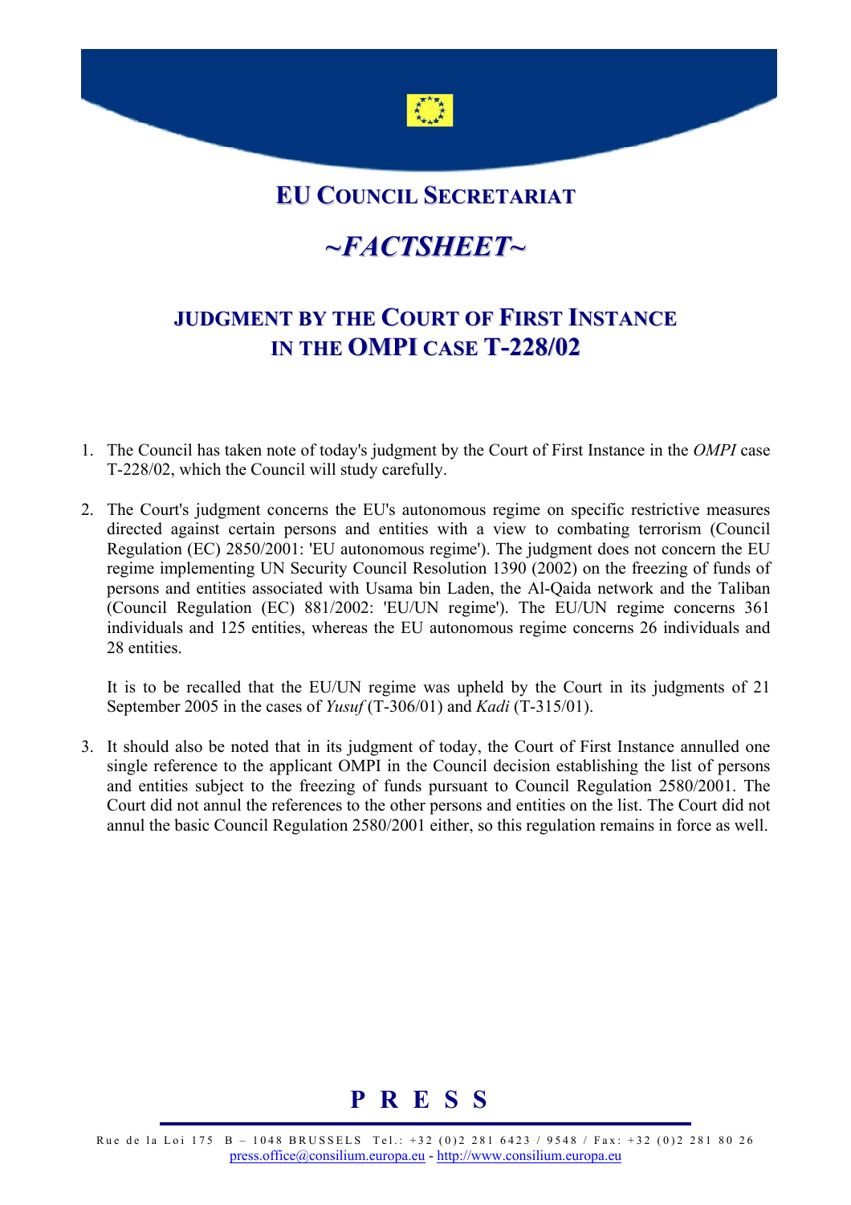# EU COUNCIL SECRETARIAT

# *~FACTSHEET~*

## JUDGMENT BY THE COURT OF FIRST INSTANCE IN THE OMPI CASE T-228/02

1. The Council has taken note of today's judgment by the Court of First Instance in the *OMPI* case T-228/02, which the Council will study carefully.

2. The Court's judgment concerns the EU's autonomous regime on specific restrictive measures directed against certain persons and entities with a view to combating terrorism (Council Regulation (EC) 2850/2001: 'EU autonomous regime'). The judgment does not concern the EU regime implementing UN Security Council Resolution 1390 (2002) on the freezing of funds of persons and entities associated with Usama bin Laden, the Al-Qaida network and the Taliban (Council Regulation (EC) 881/2002: 'EU/UN regime'). The EU/UN regime concerns 361 individuals and 125 entities, whereas the EU autonomous regime concerns 26 individuals and 28 entities.

   It is to be recalled that the EU/UN regime was upheld by the Court in its judgments of 21 September 2005 in the cases of *Yusuf* (T-306/01) and *Kadi* (T-315/01).

3. It should also be noted that in its judgment of today, the Court of First Instance annulled one single reference to the applicant OMPI in the Council decision establishing the list of persons and entities subject to the freezing of funds pursuant to Council Regulation 2580/2001. The Court did not annul the references to the other persons and entities on the list. The Court did not annul the basic Council Regulation 2580/2001 either, so this regulation remains in force as well.

**P R E S S**

Rue de la Loi 175 B – 1048 BRUSSELS Tel.: +32 (0)2 281 6423 / 9548 / Fax: +32 (0)2 281 80 26
press.office@consilium.europa.eu - http://www.consilium.europa.eu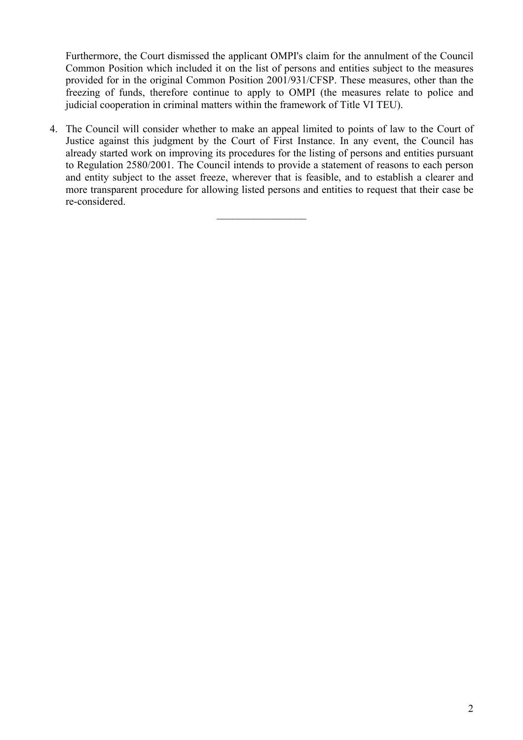Furthermore, the Court dismissed the applicant OMPI's claim for the annulment of the Council Common Position which included it on the list of persons and entities subject to the measures provided for in the original Common Position 2001/931/CFSP. These measures, other than the freezing of funds, therefore continue to apply to OMPI (the measures relate to police and judicial cooperation in criminal matters within the framework of Title VI TEU).

4. The Council will consider whether to make an appeal limited to points of law to the Court of Justice against this judgment by the Court of First Instance. In any event, the Council has already started work on improving its procedures for the listing of persons and entities pursuant to Regulation 2580/2001. The Council intends to provide a statement of reasons to each person and entity subject to the asset freeze, wherever that is feasible, and to establish a clearer and more transparent procedure for allowing listed persons and entities to request that their case be re-considered.

\_\_\_\_\_\_\_\_\_\_\_\_\_\_\_\_\_\_